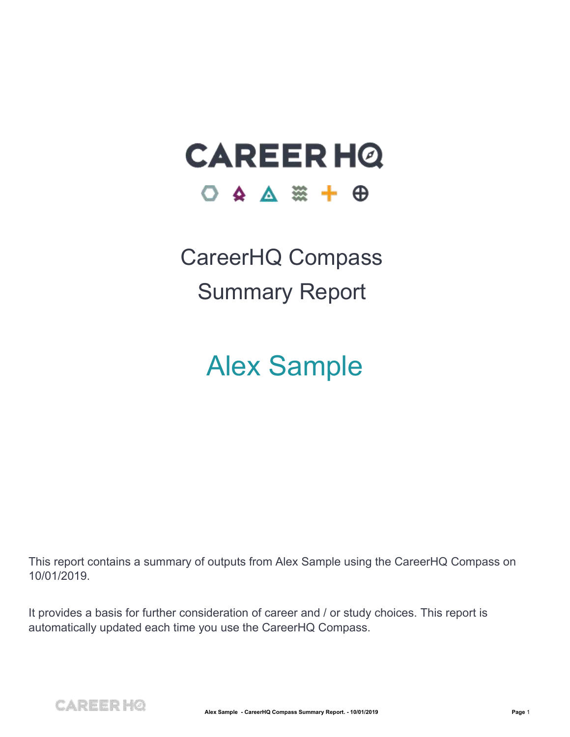# CAREER HQ

# CareerHQ Compass
# Summary Report

## Alex Sample

This report contains a summary of outputs from Alex Sample using the CareerHQ Compass on 10/01/2019.

It provides a basis for further consideration of career and / or study choices. This report is automatically updated each time you use the CareerHQ Compass.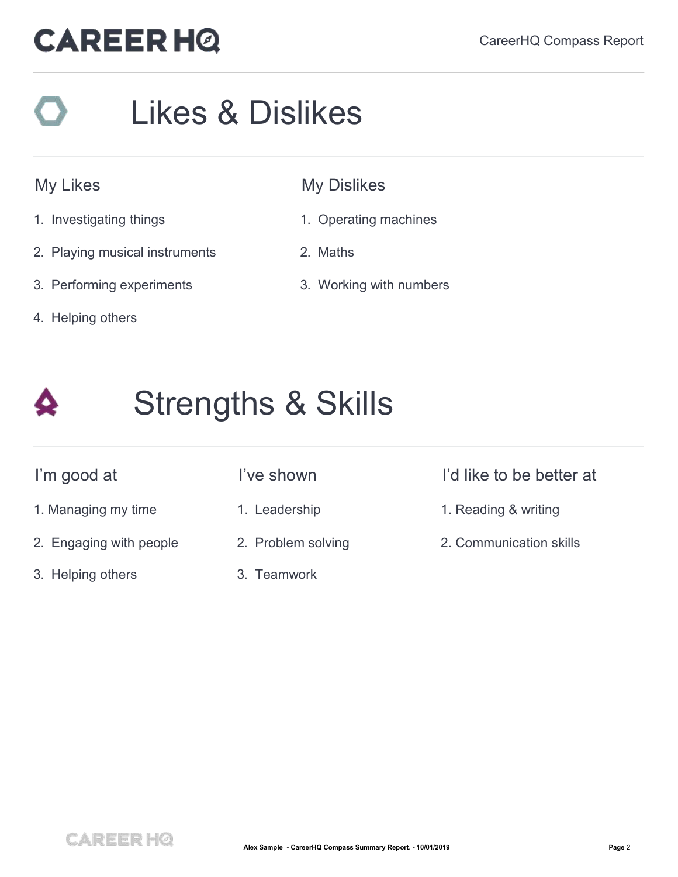# Likes & Dislikes

## My Likes

1. Investigating things
2. Playing musical instruments
3. Performing experiments
4. Helping others

## My Dislikes

1. Operating machines
2. Maths
3. Working with numbers

# Strengths & Skills

## I'm good at

1. Managing my time
2. Engaging with people
3. Helping others

## I've shown

1. Leadership
2. Problem solving
3. Teamwork

## I'd like to be better at

1. Reading & writing
2. Communication skills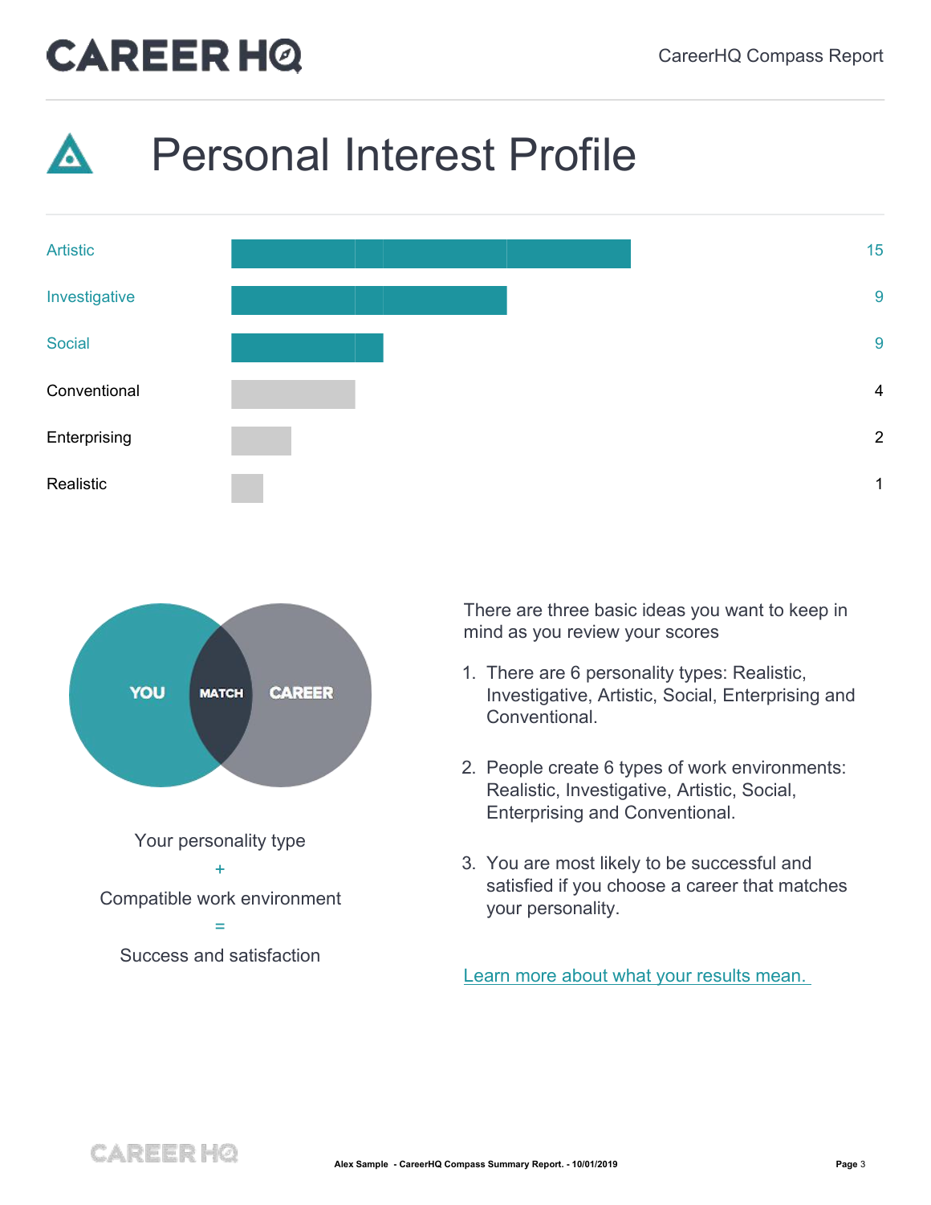# Personal Interest Profile

| Type | Score |
| --- | --- |
| Artistic | 15 |
| Investigative | 9 |
| Social | 9 |
| Conventional | 4 |
| Enterprising | 2 |
| Realistic | 1 |

YOU MATCH CAREER

Your personality type

+

Compatible work environment

=

Success and satisfaction

There are three basic ideas you want to keep in mind as you review your scores

1. There are 6 personality types: Realistic, Investigative, Artistic, Social, Enterprising and Conventional.
2. People create 6 types of work environments: Realistic, Investigative, Artistic, Social, Enterprising and Conventional.
3. You are most likely to be successful and satisfied if you choose a career that matches your personality.

Learn more about what your results mean.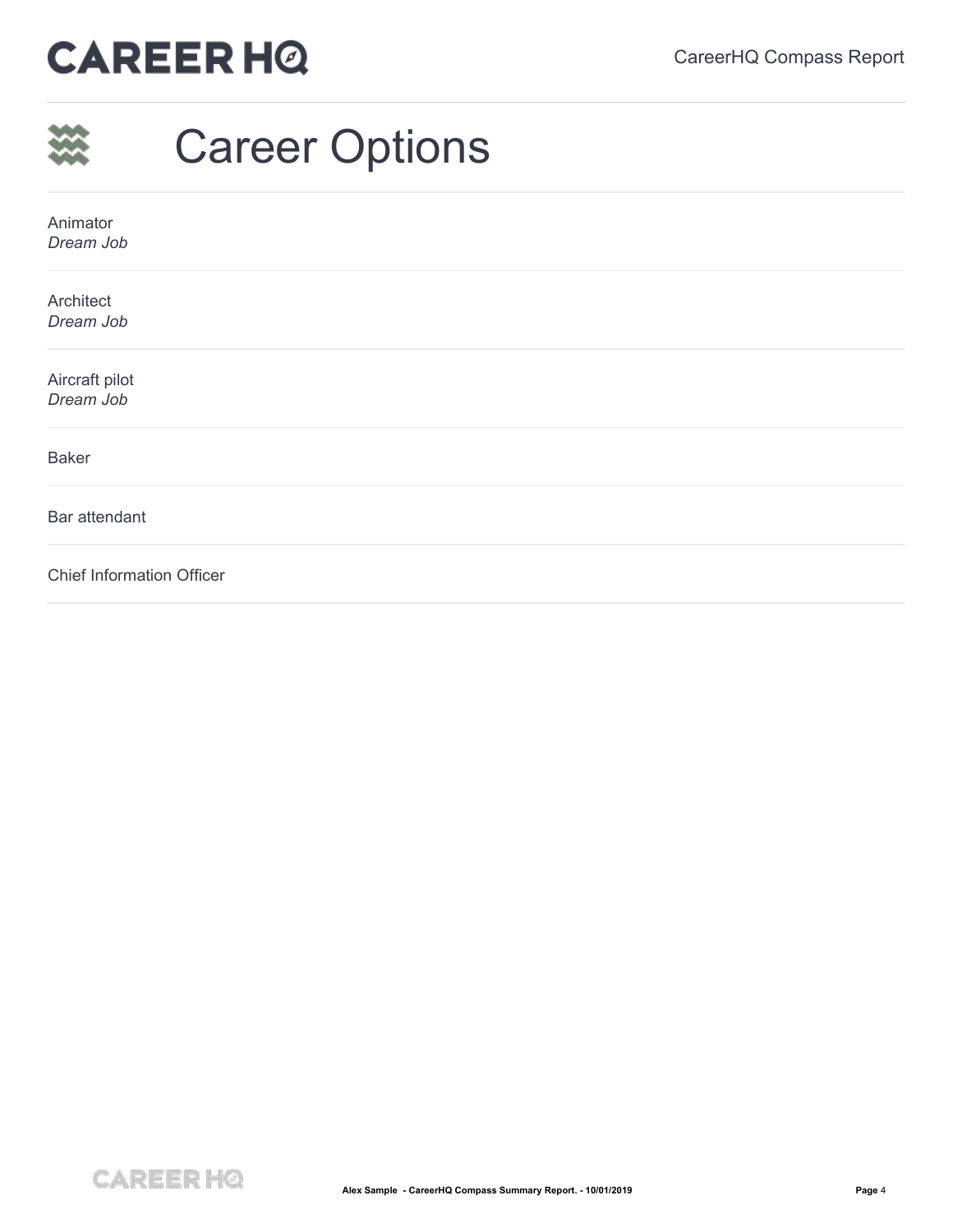# Career Options

Animator
*Dream Job*

Architect
*Dream Job*

Aircraft pilot
*Dream Job*

Baker

Bar attendant

Chief Information Officer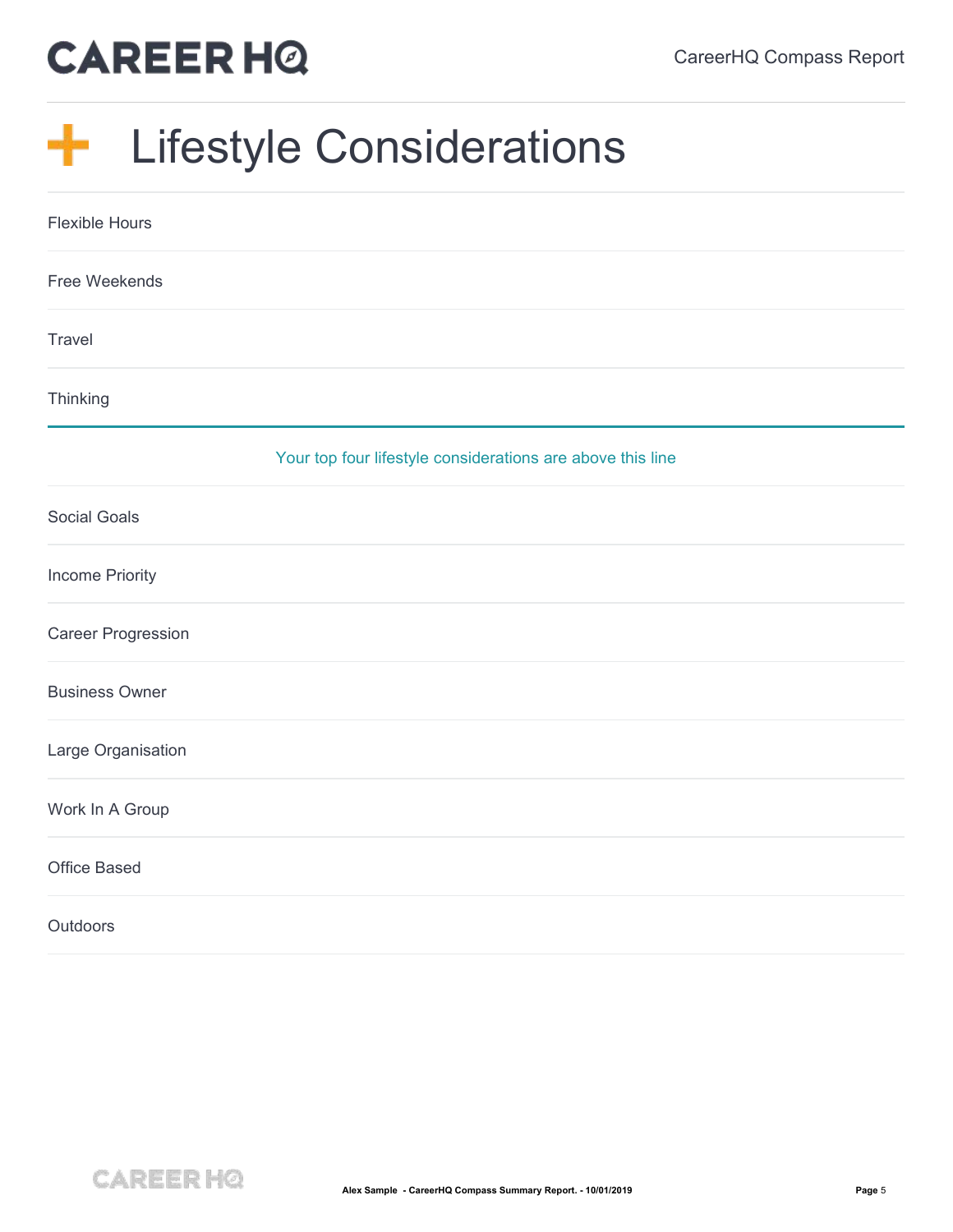# Lifestyle Considerations

Flexible Hours

Free Weekends

Travel

Thinking

---

Your top four lifestyle considerations are above this line

Social Goals

Income Priority

Career Progression

Business Owner

Large Organisation

Work In A Group

Office Based

Outdoors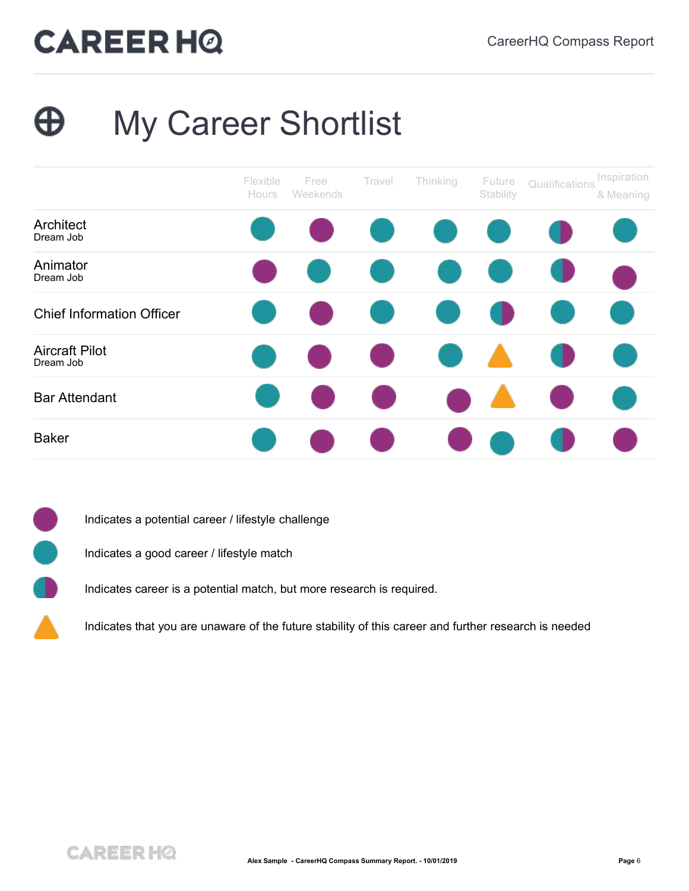# My Career Shortlist

| | Flexible Hours | Free Weekends | Travel | Thinking | Future Stability | Qualifications | Inspiration & Meaning |
|---|---|---|---|---|---|---|---|
| Architect<br>Dream Job | Good match | Potential challenge | Good match | Good match | Good match | Potential match, more research required | Good match |
| Animator<br>Dream Job | Potential challenge | Good match | Good match | Good match | Good match | Potential match, more research required | Potential challenge |
| Chief Information Officer | Good match | Potential challenge | Good match | Good match | Potential match, more research required | Good match | Good match |
| Aircraft Pilot<br>Dream Job | Good match | Potential challenge | Potential challenge | Good match | Unaware, further research needed | Potential match, more research required | Good match |
| Bar Attendant | Good match | Potential challenge | Potential challenge | Potential challenge | Unaware, further research needed | Potential challenge | Good match |
| Baker | Good match | Potential challenge | Potential challenge | Potential challenge | Good match | Potential match, more research required | Potential challenge |

- Purple circle: Indicates a potential career / lifestyle challenge
- Teal circle: Indicates a good career / lifestyle match
- Half teal / half purple circle: Indicates career is a potential match, but more research is required.
- Orange triangle: Indicates that you are unaware of the future stability of this career and further research is needed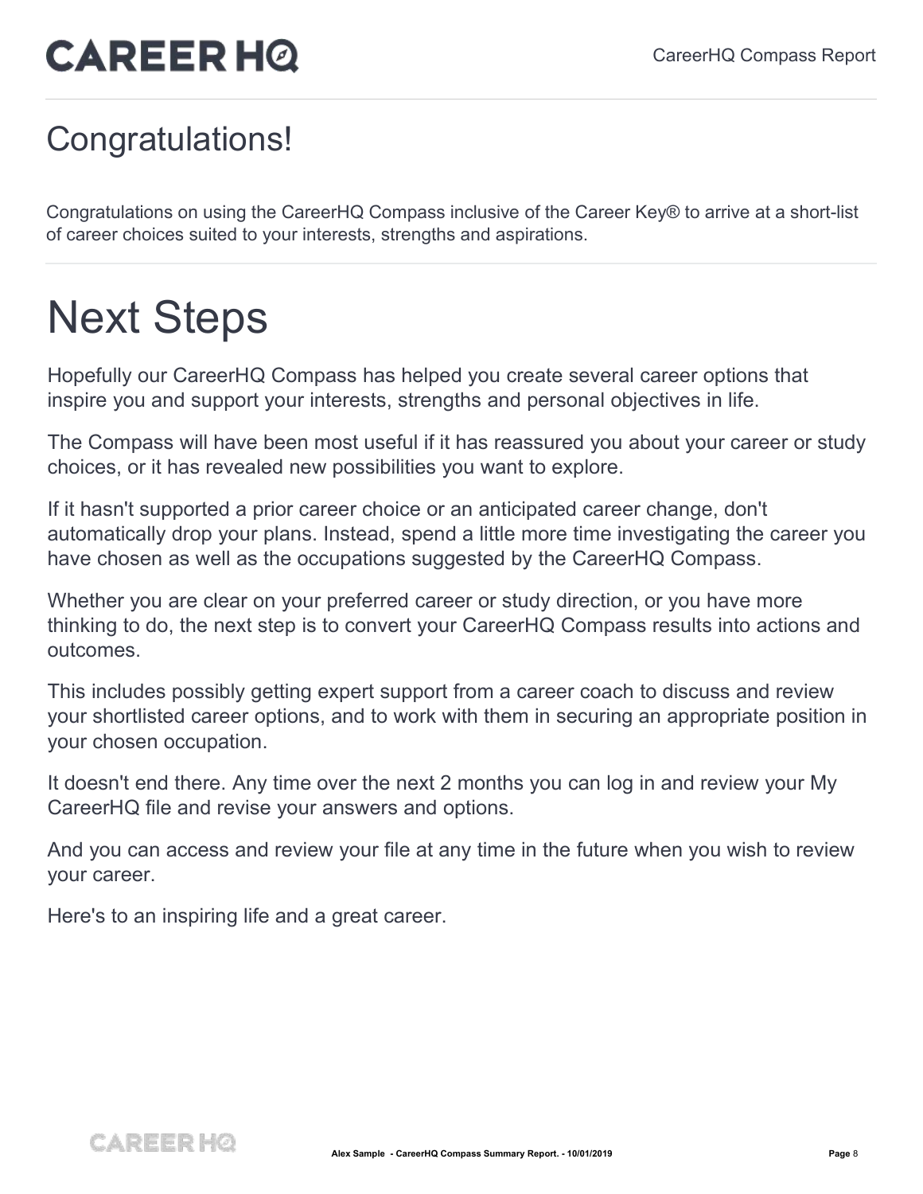## Congratulations!

Congratulations on using the CareerHQ Compass inclusive of the Career Key® to arrive at a short-list of career choices suited to your interests, strengths and aspirations.

# Next Steps

Hopefully our CareerHQ Compass has helped you create several career options that inspire you and support your interests, strengths and personal objectives in life.

The Compass will have been most useful if it has reassured you about your career or study choices, or it has revealed new possibilities you want to explore.

If it hasn't supported a prior career choice or an anticipated career change, don't automatically drop your plans. Instead, spend a little more time investigating the career you have chosen as well as the occupations suggested by the CareerHQ Compass.

Whether you are clear on your preferred career or study direction, or you have more thinking to do, the next step is to convert your CareerHQ Compass results into actions and outcomes.

This includes possibly getting expert support from a career coach to discuss and review your shortlisted career options, and to work with them in securing an appropriate position in your chosen occupation.

It doesn't end there. Any time over the next 2 months you can log in and review your My CareerHQ file and revise your answers and options.

And you can access and review your file at any time in the future when you wish to review your career.

Here's to an inspiring life and a great career.